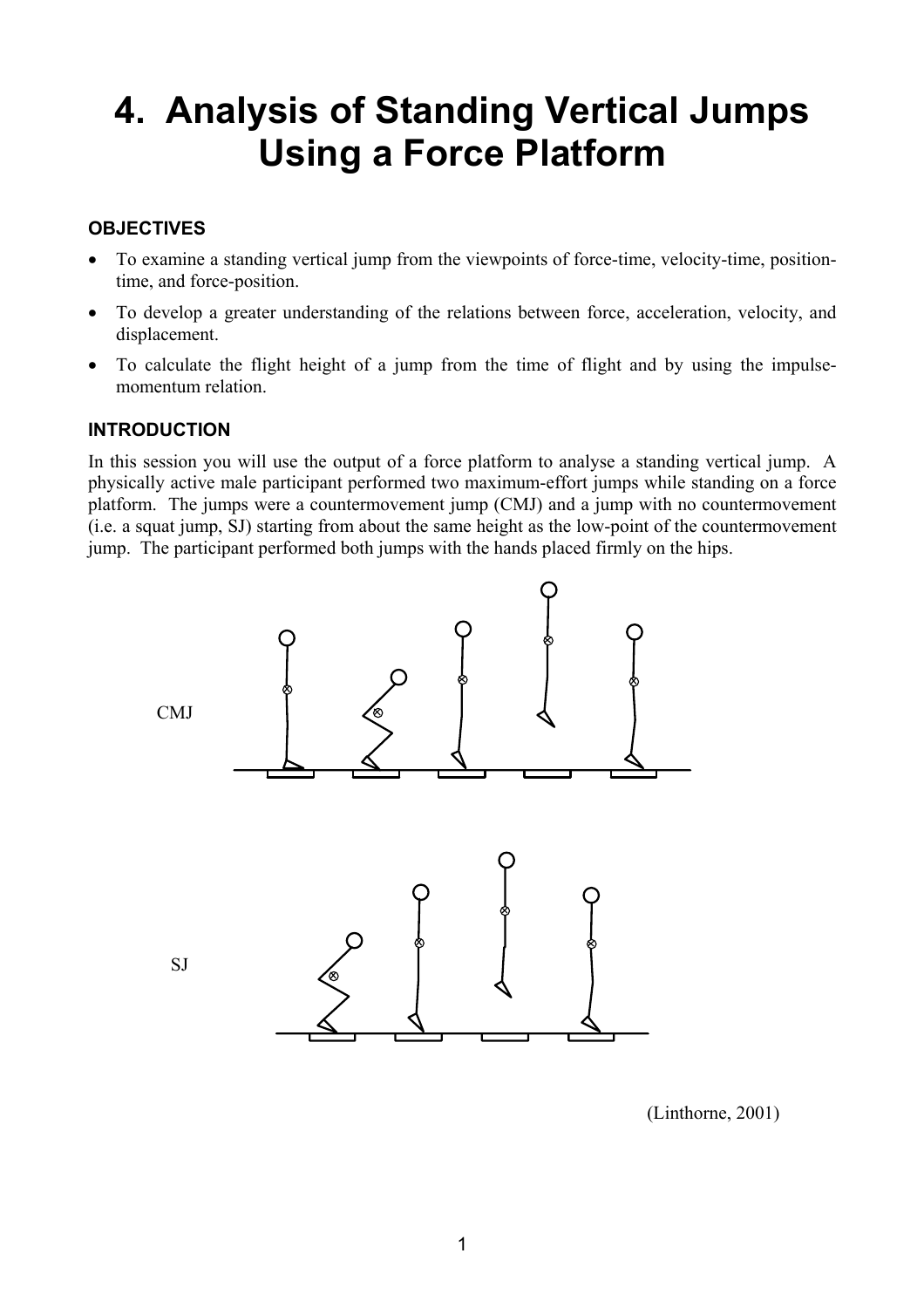# 4. Analysis of Standing Vertical Jumps Using a Force Platform

### OBJECTIVES

- To examine a standing vertical jump from the viewpoints of force-time, velocity-time, position-time, and force-position.
- To develop a greater understanding of the relations between force, acceleration, velocity, and displacement.
- To calculate the flight height of a jump from the time of flight and by using the impulse-momentum relation.

### INTRODUCTION

In this session you will use the output of a force platform to analyse a standing vertical jump. A physically active male participant performed two maximum-effort jumps while standing on a force platform. The jumps were a countermovement jump (CMJ) and a jump with no countermovement (i.e. a squat jump, SJ) starting from about the same height as the low-point of the countermovement jump. The participant performed both jumps with the hands placed firmly on the hips.

CMJ

SJ

(Linthorne, 2001)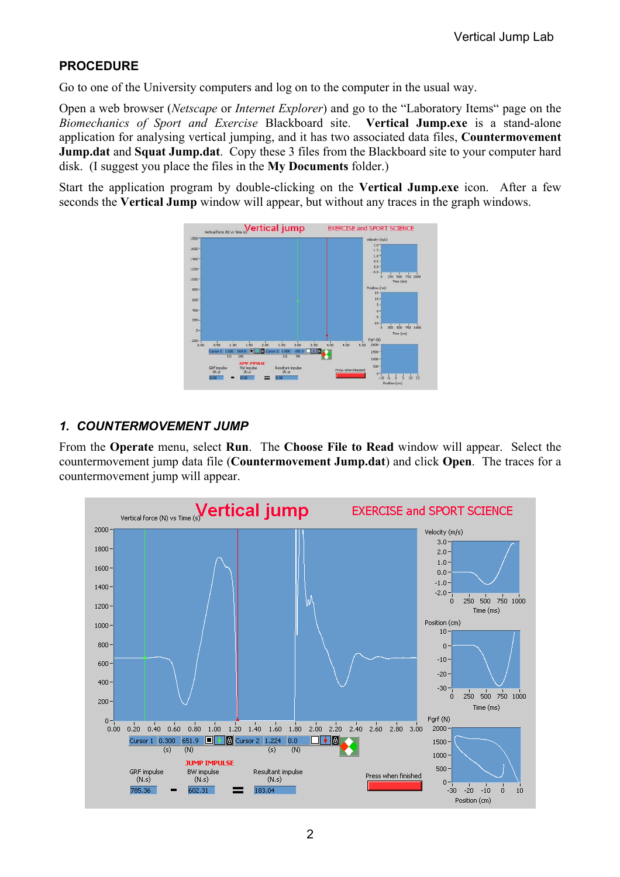## PROCEDURE

Go to one of the University computers and log on to the computer in the usual way.

Open a web browser (*Netscape* or *Internet Explorer*) and go to the "Laboratory Items" page on the *Biomechanics of Sport and Exercise* Blackboard site. **Vertical Jump.exe** is a stand-alone application for analysing vertical jumping, and it has two associated data files, **Countermovement Jump.dat** and **Squat Jump.dat**. Copy these 3 files from the Blackboard site to your computer hard disk. (I suggest you place the files in the **My Documents** folder.)

Start the application program by double-clicking on the **Vertical Jump.exe** icon. After a few seconds the **Vertical Jump** window will appear, but without any traces in the graph windows.

## *1. COUNTERMOVEMENT JUMP*

From the **Operate** menu, select **Run**. The **Choose File to Read** window will appear. Select the countermovement jump data file (**Countermovement Jump.dat**) and click **Open**. The traces for a countermovement jump will appear.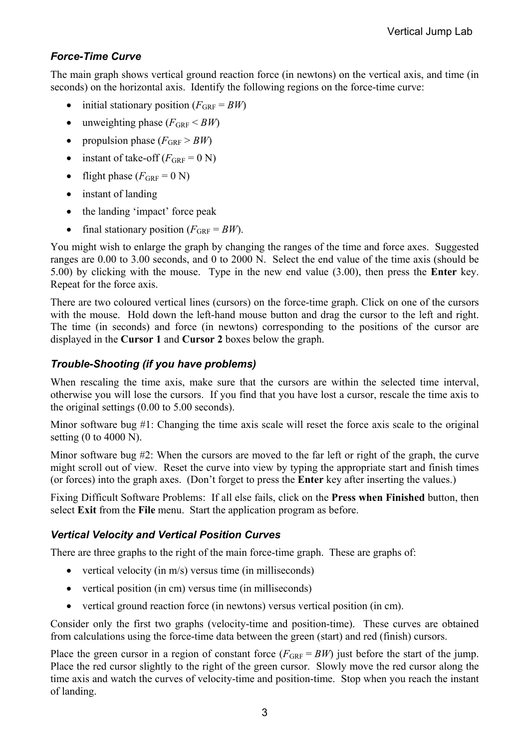### *Force-Time Curve*

The main graph shows vertical ground reaction force (in newtons) on the vertical axis, and time (in seconds) on the horizontal axis. Identify the following regions on the force-time curve:

- initial stationary position ($F_{GRF} = BW$)
- unweighting phase ($F_{GRF} < BW$)
- propulsion phase ($F_{GRF} > BW$)
- instant of take-off ($F_{GRF} = 0$ N)
- flight phase ($F_{GRF} = 0$ N)
- instant of landing
- the landing 'impact' force peak
- final stationary position ($F_{GRF} = BW$).

You might wish to enlarge the graph by changing the ranges of the time and force axes. Suggested ranges are 0.00 to 3.00 seconds, and 0 to 2000 N. Select the end value of the time axis (should be 5.00) by clicking with the mouse. Type in the new end value (3.00), then press the **Enter** key. Repeat for the force axis.

There are two coloured vertical lines (cursors) on the force-time graph. Click on one of the cursors with the mouse. Hold down the left-hand mouse button and drag the cursor to the left and right. The time (in seconds) and force (in newtons) corresponding to the positions of the cursor are displayed in the **Cursor 1** and **Cursor 2** boxes below the graph.

### *Trouble-Shooting (if you have problems)*

When rescaling the time axis, make sure that the cursors are within the selected time interval, otherwise you will lose the cursors. If you find that you have lost a cursor, rescale the time axis to the original settings (0.00 to 5.00 seconds).

Minor software bug #1: Changing the time axis scale will reset the force axis scale to the original setting (0 to 4000 N).

Minor software bug #2: When the cursors are moved to the far left or right of the graph, the curve might scroll out of view. Reset the curve into view by typing the appropriate start and finish times (or forces) into the graph axes. (Don't forget to press the **Enter** key after inserting the values.)

Fixing Difficult Software Problems: If all else fails, click on the **Press when Finished** button, then select **Exit** from the **File** menu. Start the application program as before.

### *Vertical Velocity and Vertical Position Curves*

There are three graphs to the right of the main force-time graph. These are graphs of:

- vertical velocity (in m/s) versus time (in milliseconds)
- vertical position (in cm) versus time (in milliseconds)
- vertical ground reaction force (in newtons) versus vertical position (in cm).

Consider only the first two graphs (velocity-time and position-time). These curves are obtained from calculations using the force-time data between the green (start) and red (finish) cursors.

Place the green cursor in a region of constant force ($F_{GRF} = BW$) just before the start of the jump. Place the red cursor slightly to the right of the green cursor. Slowly move the red cursor along the time axis and watch the curves of velocity-time and position-time. Stop when you reach the instant of landing.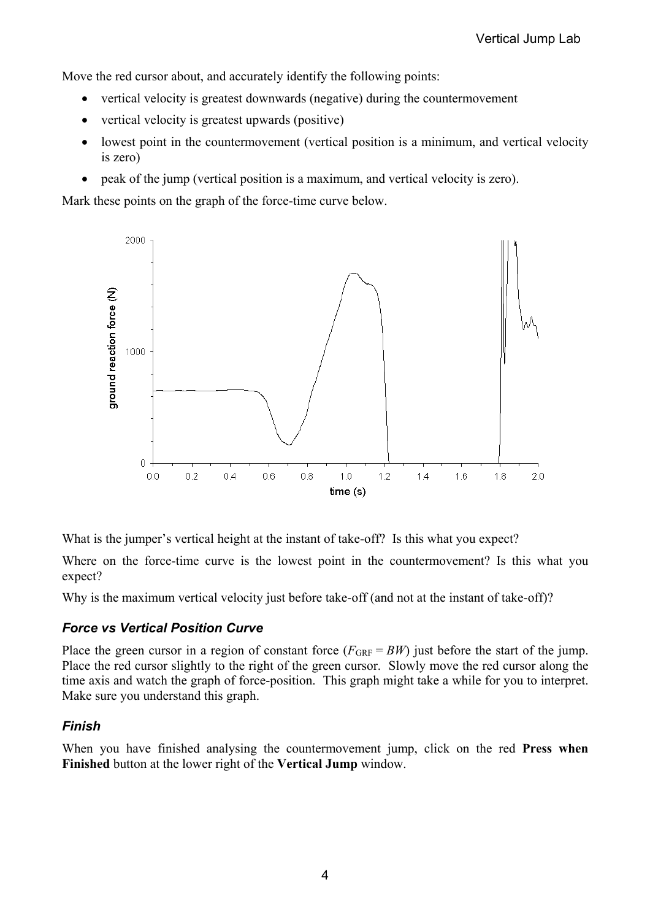Move the red cursor about, and accurately identify the following points:

- vertical velocity is greatest downwards (negative) during the countermovement
- vertical velocity is greatest upwards (positive)
- lowest point in the countermovement (vertical position is a minimum, and vertical velocity is zero)
- peak of the jump (vertical position is a maximum, and vertical velocity is zero).

Mark these points on the graph of the force-time curve below.

What is the jumper's vertical height at the instant of take-off? Is this what you expect?

Where on the force-time curve is the lowest point in the countermovement? Is this what you expect?

Why is the maximum vertical velocity just before take-off (and not at the instant of take-off)?

### *Force vs Vertical Position Curve*

Place the green cursor in a region of constant force ($F_{GRF} = BW$) just before the start of the jump. Place the red cursor slightly to the right of the green cursor. Slowly move the red cursor along the time axis and watch the graph of force-position. This graph might take a while for you to interpret. Make sure you understand this graph.

### *Finish*

When you have finished analysing the countermovement jump, click on the red **Press when Finished** button at the lower right of the **Vertical Jump** window.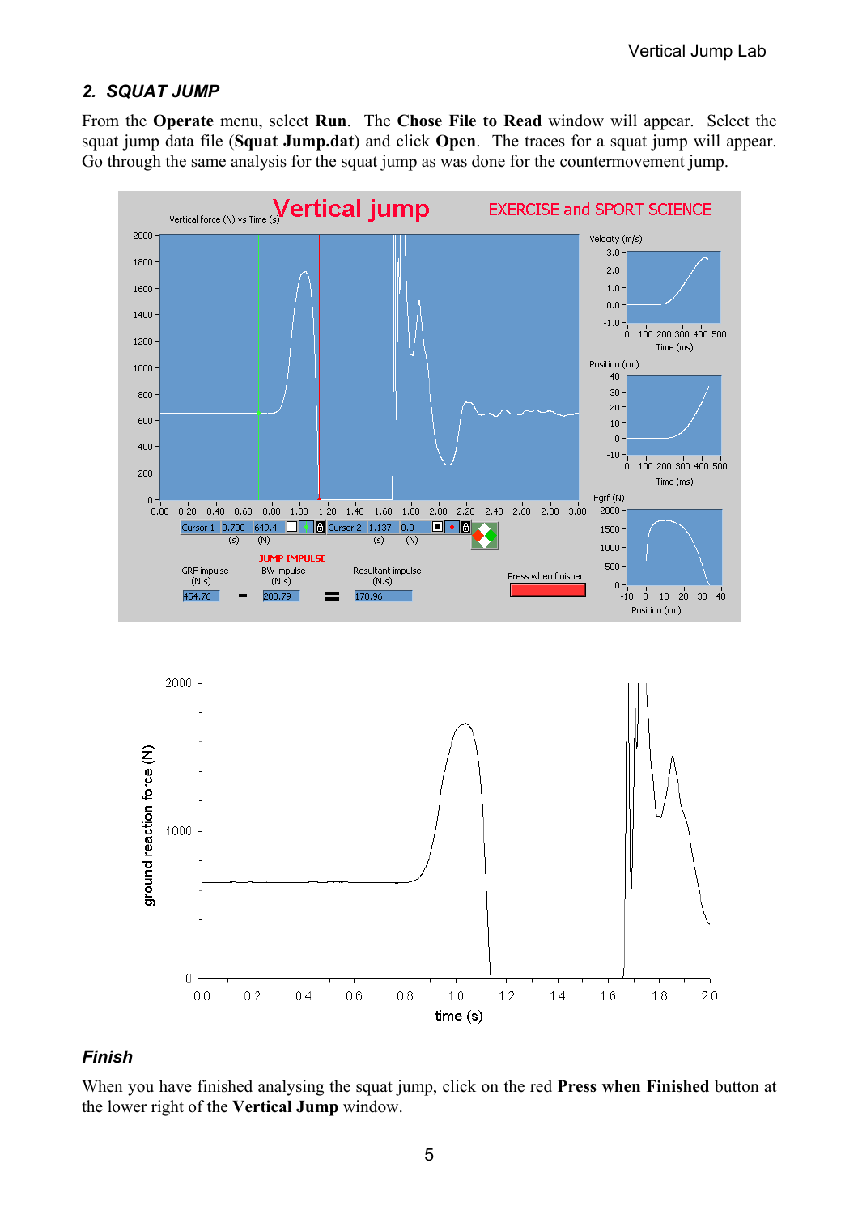## 2. *SQUAT JUMP*

From the **Operate** menu, select **Run**. The **Chose File to Read** window will appear. Select the squat jump data file (**Squat Jump.dat**) and click **Open**. The traces for a squat jump will appear. Go through the same analysis for the squat jump as was done for the countermovement jump.

### *Finish*

When you have finished analysing the squat jump, click on the red **Press when Finished** button at the lower right of the **Vertical Jump** window.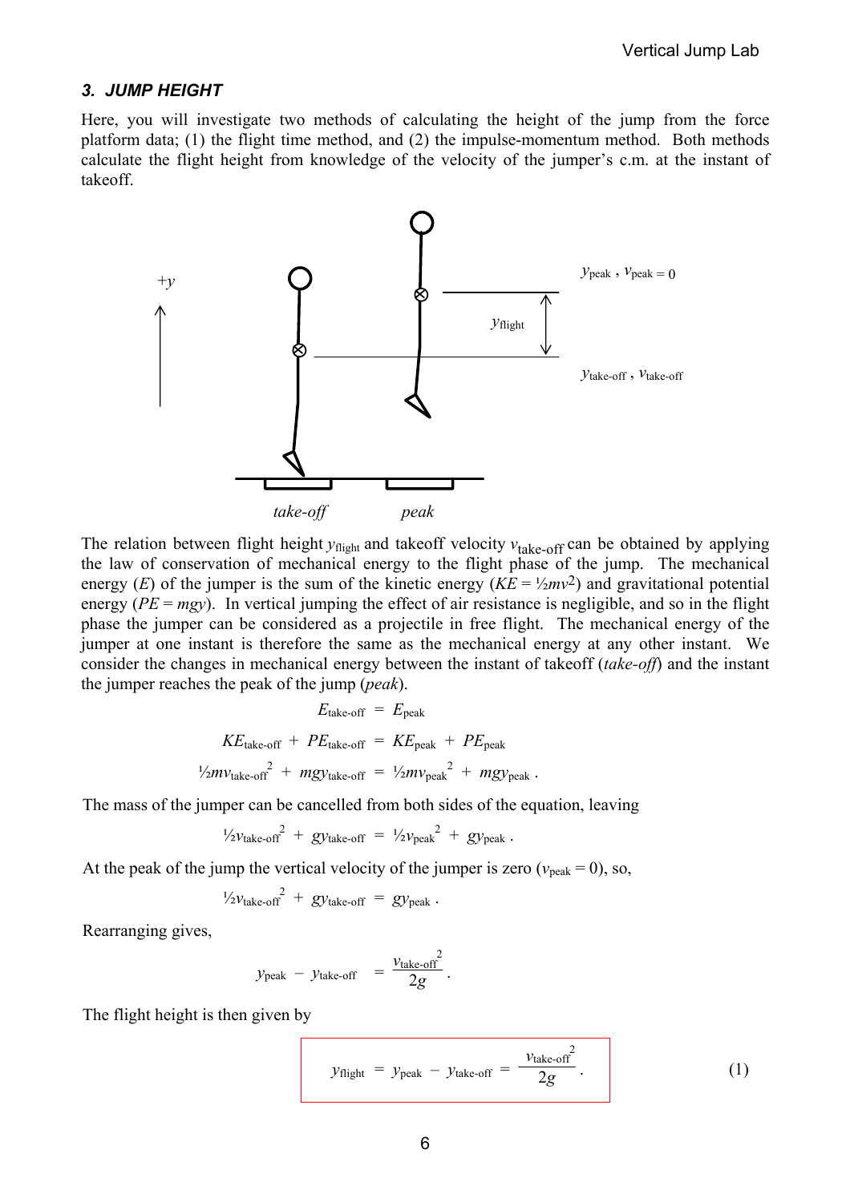### *3. JUMP HEIGHT*

Here, you will investigate two methods of calculating the height of the jump from the force platform data; (1) the flight time method, and (2) the impulse-momentum method. Both methods calculate the flight height from knowledge of the velocity of the jumper's c.m. at the instant of takeoff.

The relation between flight height $y_{\text{flight}}$ and takeoff velocity $v_{\text{take-off}}$ can be obtained by applying the law of conservation of mechanical energy to the flight phase of the jump. The mechanical energy ($E$) of the jumper is the sum of the kinetic energy ($KE = ½mv^2$) and gravitational potential energy ($PE = mgy$). In vertical jumping the effect of air resistance is negligible, and so in the flight phase the jumper can be considered as a projectile in free flight. The mechanical energy of the jumper at one instant is therefore the same as the mechanical energy at any other instant. We consider the changes in mechanical energy between the instant of takeoff (*take-off*) and the instant the jumper reaches the peak of the jump (*peak*).

$$E_{\text{take-off}} = E_{\text{peak}}$$

$$KE_{\text{take-off}} + PE_{\text{take-off}} = KE_{\text{peak}} + PE_{\text{peak}}$$

$$½mv_{\text{take-off}}^2 + mgy_{\text{take-off}} = ½mv_{\text{peak}}^2 + mgy_{\text{peak}} .$$

The mass of the jumper can be cancelled from both sides of the equation, leaving

$$½v_{\text{take-off}}^2 + gy_{\text{take-off}} = ½v_{\text{peak}}^2 + gy_{\text{peak}} .$$

At the peak of the jump the vertical velocity of the jumper is zero ($v_{\text{peak}} = 0$), so,

$$½v_{\text{take-off}}^2 + gy_{\text{take-off}} = gy_{\text{peak}} .$$

Rearranging gives,

$$y_{\text{peak}} - y_{\text{take-off}} = \frac{v_{\text{take-off}}^2}{2g} .$$

The flight height is then given by

$$y_{\text{flight}} = y_{\text{peak}} - y_{\text{take-off}} = \frac{v_{\text{take-off}}^2}{2g} . \qquad (1)$$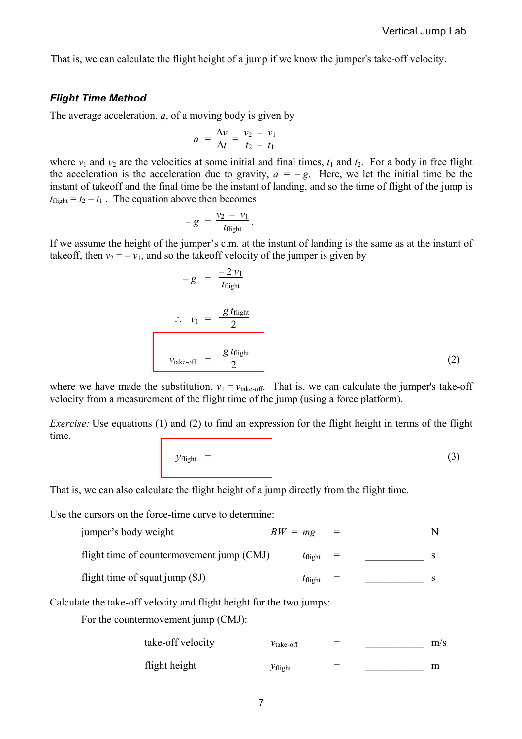That is, we can calculate the flight height of a jump if we know the jumper's take-off velocity.

### *Flight Time Method*

The average acceleration, $a$, of a moving body is given by

$$a = \frac{\Delta v}{\Delta t} = \frac{v_2 - v_1}{t_2 - t_1}$$

where $v_1$ and $v_2$ are the velocities at some initial and final times, $t_1$ and $t_2$. For a body in free flight the acceleration is the acceleration due to gravity, $a = -g$. Here, we let the initial time be the instant of takeoff and the final time be the instant of landing, and so the time of flight of the jump is $t_{\text{flight}} = t_2 - t_1$. The equation above then becomes

$$-g = \frac{v_2 - v_1}{t_{\text{flight}}}.$$

If we assume the height of the jumper's c.m. at the instant of landing is the same as at the instant of takeoff, then $v_2 = -v_1$, and so the takeoff velocity of the jumper is given by

$$-g = \frac{-2\,v_1}{t_{\text{flight}}}$$

$$\therefore \quad v_1 = \frac{g\,t_{\text{flight}}}{2}$$

$$v_{\text{take-off}} = \frac{g\,t_{\text{flight}}}{2} \qquad (2)$$

where we have made the substitution, $v_1 = v_{\text{take-off}}$. That is, we can calculate the jumper's take-off velocity from a measurement of the flight time of the jump (using a force platform).

*Exercise:* Use equations (1) and (2) to find an expression for the flight height in terms of the flight time.

$$y_{\text{flight}} = \qquad (3)$$

That is, we can also calculate the flight height of a jump directly from the flight time.

Use the cursors on the force-time curve to determine:

| | | | | |
|---|---|---|---|---|
| jumper's body weight | $BW = mg$ | = | \_\_\_\_\_\_\_\_\_\_\_\_ | N |
| flight time of countermovement jump (CMJ) | $t_{\text{flight}}$ | = | \_\_\_\_\_\_\_\_\_\_\_\_ | s |
| flight time of squat jump (SJ) | $t_{\text{flight}}$ | = | \_\_\_\_\_\_\_\_\_\_\_\_ | s |

Calculate the take-off velocity and flight height for the two jumps:

For the countermovement jump (CMJ):

| | | | | |
|---|---|---|---|---|
| take-off velocity | $v_{\text{take-off}}$ | = | \_\_\_\_\_\_\_\_\_\_\_\_ | m/s |
| flight height | $y_{\text{flight}}$ | = | \_\_\_\_\_\_\_\_\_\_\_\_ | m |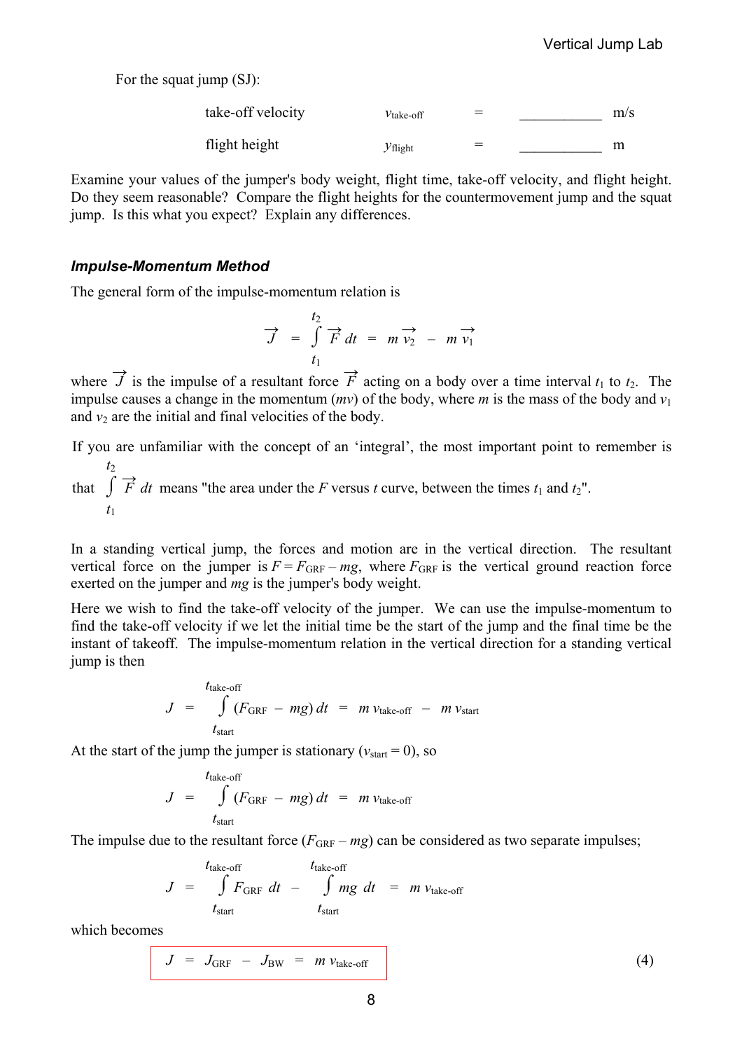For the squat jump (SJ):

| | | | | |
|---|---|---|---|---|
| take-off velocity | $v_{\text{take-off}}$ | = | ___________ | m/s |
| flight height | $y_{\text{flight}}$ | = | ___________ | m |

Examine your values of the jumper's body weight, flight time, take-off velocity, and flight height. Do they seem reasonable? Compare the flight heights for the countermovement jump and the squat jump. Is this what you expect? Explain any differences.

### *Impulse-Momentum Method*

The general form of the impulse-momentum relation is

$$\vec{J} = \int_{t_1}^{t_2} \vec{F}\, dt = m\,\vec{v_2} - m\,\vec{v_1}$$

where $\vec{J}$ is the impulse of a resultant force $\vec{F}$ acting on a body over a time interval $t_1$ to $t_2$. The impulse causes a change in the momentum ($mv$) of the body, where $m$ is the mass of the body and $v_1$ and $v_2$ are the initial and final velocities of the body.

If you are unfamiliar with the concept of an 'integral', the most important point to remember is that $\int_{t_1}^{t_2} \vec{F}\, dt$ means "the area under the $F$ versus $t$ curve, between the times $t_1$ and $t_2$".

In a standing vertical jump, the forces and motion are in the vertical direction. The resultant vertical force on the jumper is $F = F_{\text{GRF}} - mg$, where $F_{\text{GRF}}$ is the vertical ground reaction force exerted on the jumper and $mg$ is the jumper's body weight.

Here we wish to find the take-off velocity of the jumper. We can use the impulse-momentum to find the take-off velocity if we let the initial time be the start of the jump and the final time be the instant of takeoff. The impulse-momentum relation in the vertical direction for a standing vertical jump is then

$$J = \int_{t_{\text{start}}}^{t_{\text{take-off}}} (F_{\text{GRF}} - mg)\, dt = m\, v_{\text{take-off}} - m\, v_{\text{start}}$$

At the start of the jump the jumper is stationary ($v_{\text{start}} = 0$), so

$$J = \int_{t_{\text{start}}}^{t_{\text{take-off}}} (F_{\text{GRF}} - mg)\, dt = m\, v_{\text{take-off}}$$

The impulse due to the resultant force ($F_{\text{GRF}} - mg$) can be considered as two separate impulses;

$$J = \int_{t_{\text{start}}}^{t_{\text{take-off}}} F_{\text{GRF}}\, dt - \int_{t_{\text{start}}}^{t_{\text{take-off}}} mg\, dt = m\, v_{\text{take-off}}$$

which becomes

$$\boxed{J = J_{\text{GRF}} - J_{\text{BW}} = m\, v_{\text{take-off}}} \qquad (4)$$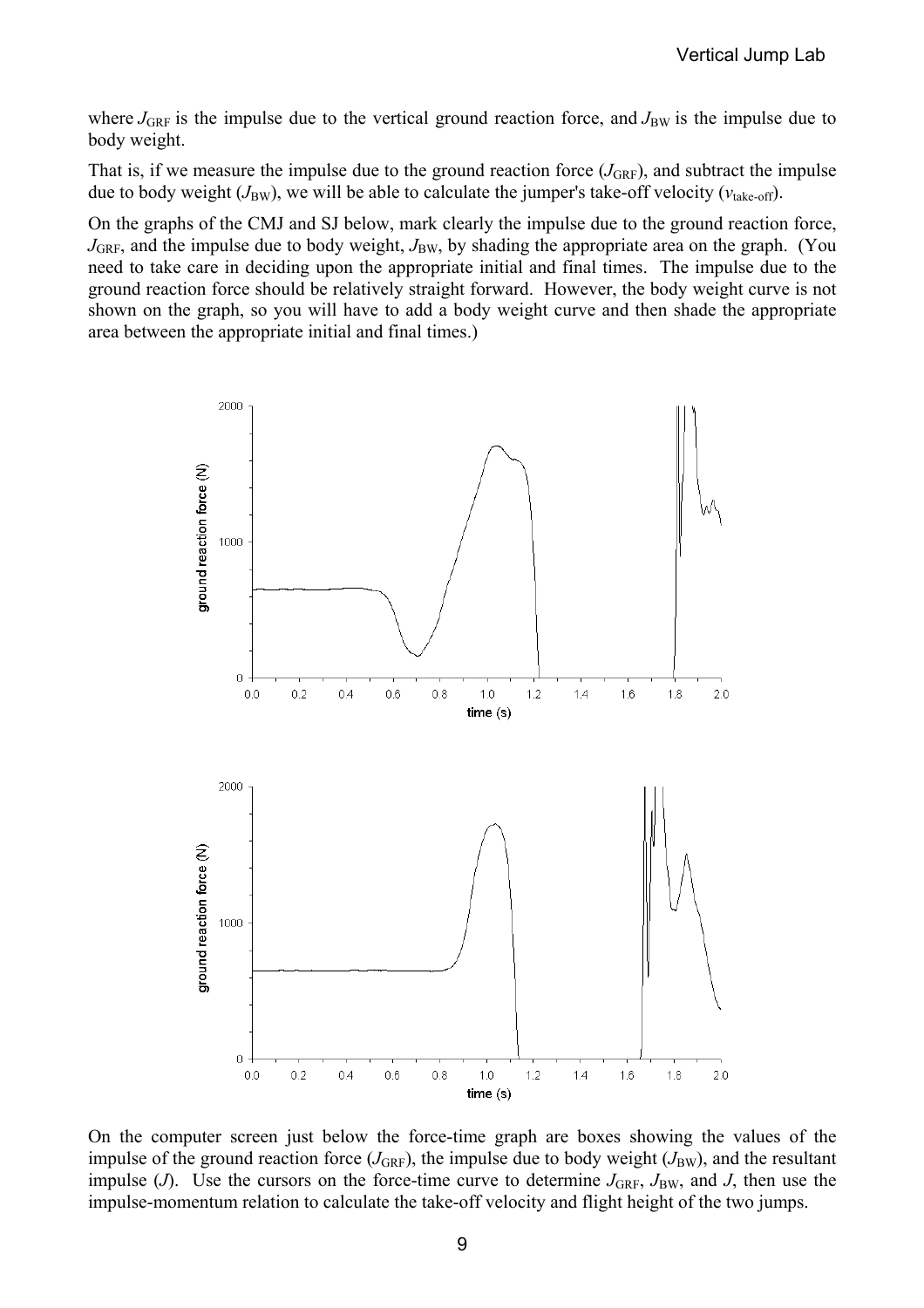where $J_{GRF}$ is the impulse due to the vertical ground reaction force, and $J_{BW}$ is the impulse due to body weight.

That is, if we measure the impulse due to the ground reaction force ($J_{GRF}$), and subtract the impulse due to body weight ($J_{BW}$), we will be able to calculate the jumper's take-off velocity ($v_{take\text{-}off}$).

On the graphs of the CMJ and SJ below, mark clearly the impulse due to the ground reaction force, $J_{GRF}$, and the impulse due to body weight, $J_{BW}$, by shading the appropriate area on the graph. (You need to take care in deciding upon the appropriate initial and final times. The impulse due to the ground reaction force should be relatively straight forward. However, the body weight curve is not shown on the graph, so you will have to add a body weight curve and then shade the appropriate area between the appropriate initial and final times.)

On the computer screen just below the force-time graph are boxes showing the values of the impulse of the ground reaction force ($J_{GRF}$), the impulse due to body weight ($J_{BW}$), and the resultant impulse ($J$). Use the cursors on the force-time curve to determine $J_{GRF}$, $J_{BW}$, and $J$, then use the impulse-momentum relation to calculate the take-off velocity and flight height of the two jumps.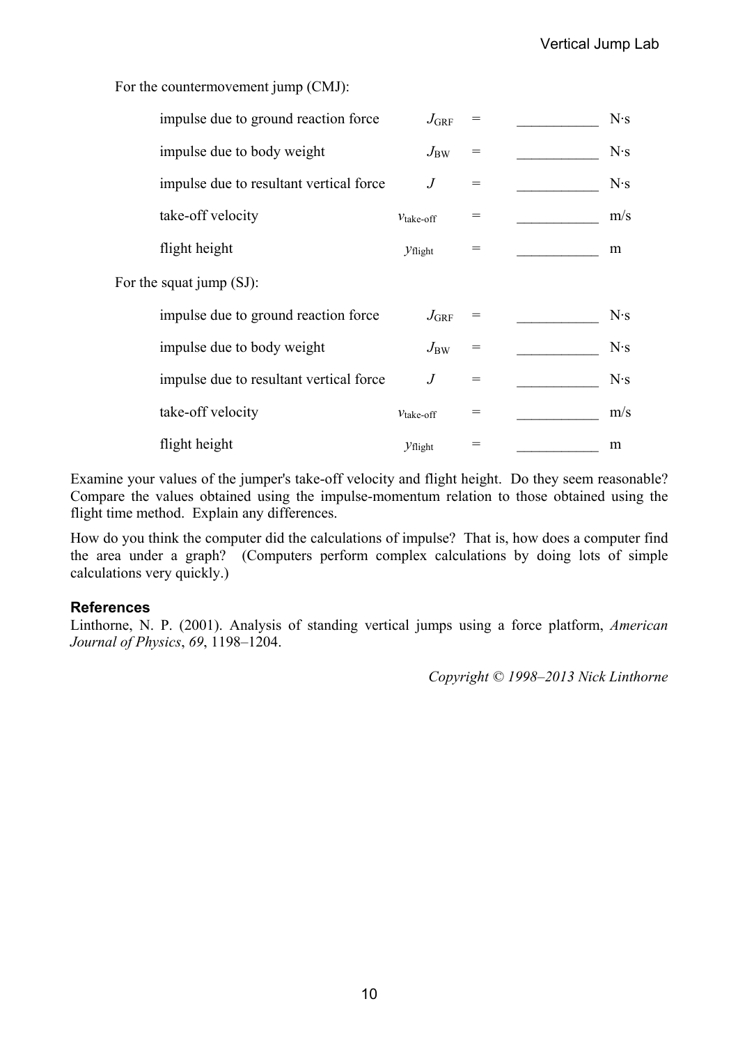For the countermovement jump (CMJ):

| | | | | |
|---|---|---|---|---|
| impulse due to ground reaction force | $J_{GRF}$ | = | ___________ | N·s |
| impulse due to body weight | $J_{BW}$ | = | ___________ | N·s |
| impulse due to resultant vertical force | $J$ | = | ___________ | N·s |
| take-off velocity | $v_{take\text{-}off}$ | = | ___________ | m/s |
| flight height | $y_{flight}$ | = | ___________ | m |

For the squat jump (SJ):

| | | | | |
|---|---|---|---|---|
| impulse due to ground reaction force | $J_{GRF}$ | = | ___________ | N·s |
| impulse due to body weight | $J_{BW}$ | = | ___________ | N·s |
| impulse due to resultant vertical force | $J$ | = | ___________ | N·s |
| take-off velocity | $v_{take\text{-}off}$ | = | ___________ | m/s |
| flight height | $y_{flight}$ | = | ___________ | m |

Examine your values of the jumper's take-off velocity and flight height. Do they seem reasonable? Compare the values obtained using the impulse-momentum relation to those obtained using the flight time method. Explain any differences.

How do you think the computer did the calculations of impulse? That is, how does a computer find the area under a graph? (Computers perform complex calculations by doing lots of simple calculations very quickly.)

### References

Linthorne, N. P. (2001). Analysis of standing vertical jumps using a force platform, *American Journal of Physics*, *69*, 1198–1204.

*Copyright © 1998–2013 Nick Linthorne*